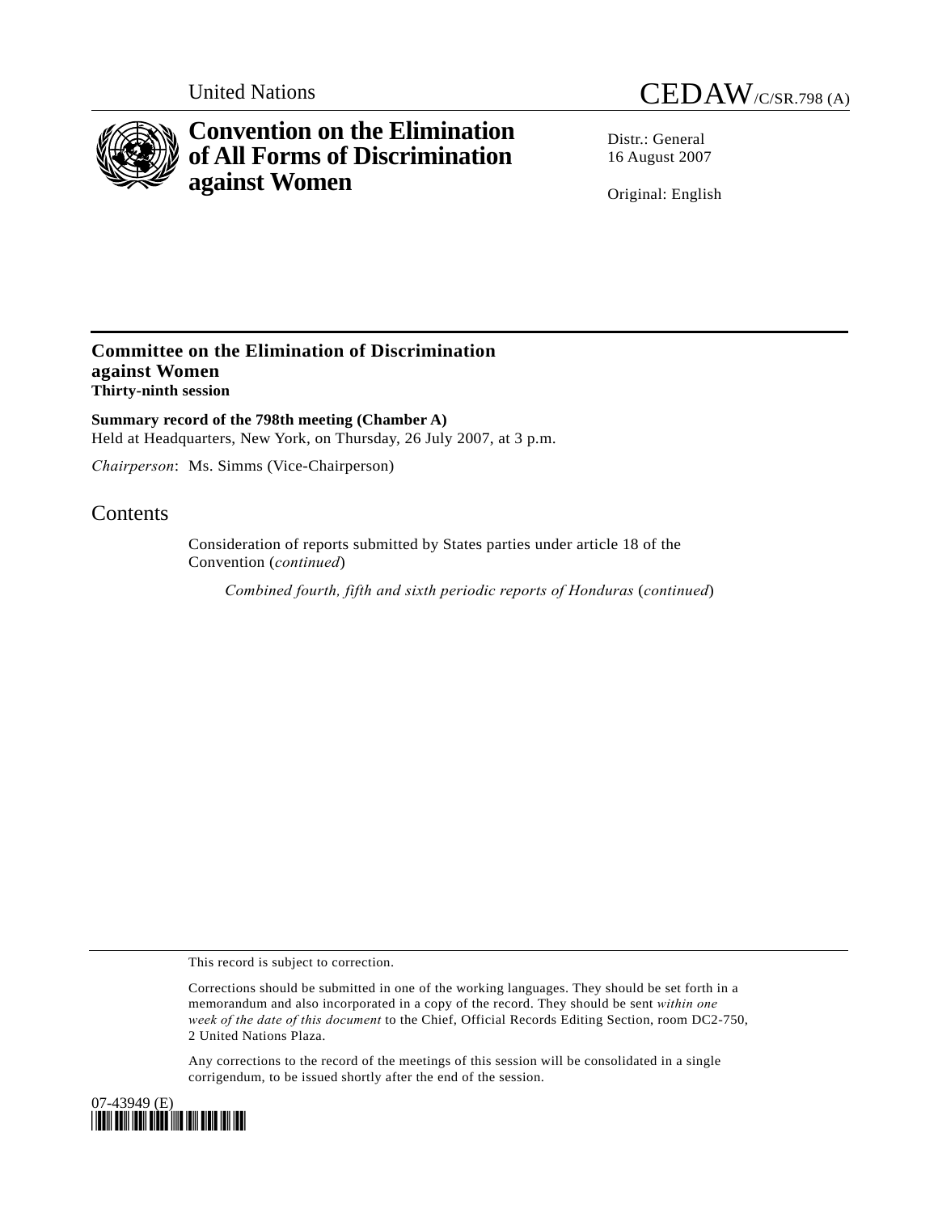United Nations

CEDAW/C/SR.798 (A)

# Convention on the Elimination of All Forms of Discrimination against Women

Distr.: General
16 August 2007

Original: English

## Committee on the Elimination of Discrimination against Women
**Thirty-ninth session**

**Summary record of the 798th meeting (Chamber A)**
Held at Headquarters, New York, on Thursday, 26 July 2007, at 3 p.m.

*Chairperson*: Ms. Simms (Vice-Chairperson)

## Contents

Consideration of reports submitted by States parties under article 18 of the Convention (*continued*)

*Combined fourth, fifth and sixth periodic reports of Honduras* (*continued*)

This record is subject to correction.

Corrections should be submitted in one of the working languages. They should be set forth in a memorandum and also incorporated in a copy of the record. They should be sent *within one week of the date of this document* to the Chief, Official Records Editing Section, room DC2-750, 2 United Nations Plaza.

Any corrections to the record of the meetings of this session will be consolidated in a single corrigendum, to be issued shortly after the end of the session.

07-43949 (E)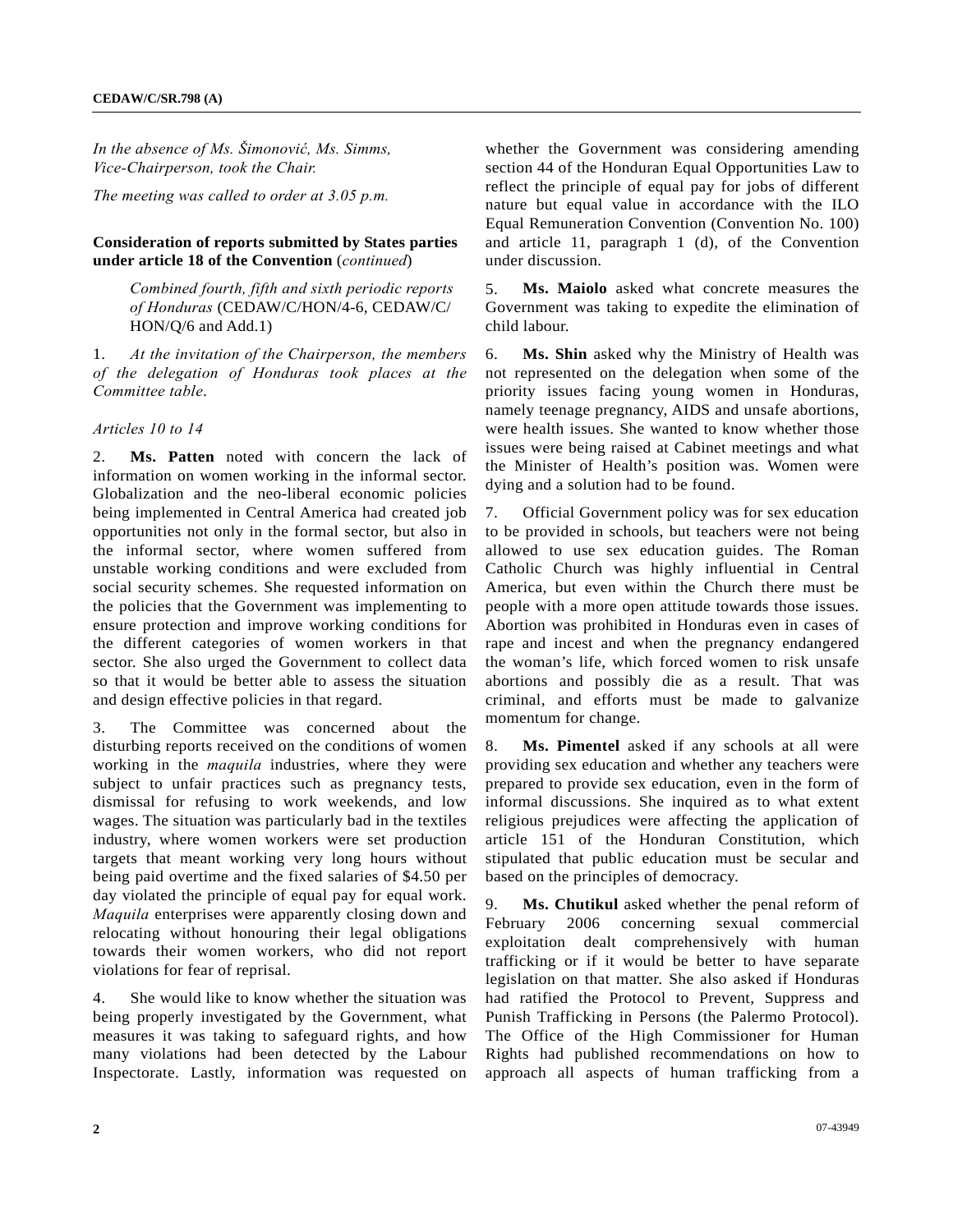*In the absence of Ms. Šimonović, Ms. Simms, Vice-Chairperson, took the Chair.*

*The meeting was called to order at 3.05 p.m.*

**Consideration of reports submitted by States parties under article 18 of the Convention** (*continued*)

*Combined fourth, fifth and sixth periodic reports of Honduras* (CEDAW/C/HON/4-6, CEDAW/C/HON/Q/6 and Add.1)

1. *At the invitation of the Chairperson, the members of the delegation of Honduras took places at the Committee table.*

*Articles 10 to 14*

2. **Ms. Patten** noted with concern the lack of information on women working in the informal sector. Globalization and the neo-liberal economic policies being implemented in Central America had created job opportunities not only in the formal sector, but also in the informal sector, where women suffered from unstable working conditions and were excluded from social security schemes. She requested information on the policies that the Government was implementing to ensure protection and improve working conditions for the different categories of women workers in that sector. She also urged the Government to collect data so that it would be better able to assess the situation and design effective policies in that regard.

3. The Committee was concerned about the disturbing reports received on the conditions of women working in the *maquila* industries, where they were subject to unfair practices such as pregnancy tests, dismissal for refusing to work weekends, and low wages. The situation was particularly bad in the textiles industry, where women workers were set production targets that meant working very long hours without being paid overtime and the fixed salaries of $4.50 per day violated the principle of equal pay for equal work. *Maquila* enterprises were apparently closing down and relocating without honouring their legal obligations towards their women workers, who did not report violations for fear of reprisal.

4. She would like to know whether the situation was being properly investigated by the Government, what measures it was taking to safeguard rights, and how many violations had been detected by the Labour Inspectorate. Lastly, information was requested on whether the Government was considering amending section 44 of the Honduran Equal Opportunities Law to reflect the principle of equal pay for jobs of different nature but equal value in accordance with the ILO Equal Remuneration Convention (Convention No. 100) and article 11, paragraph 1 (d), of the Convention under discussion.

5. **Ms. Maiolo** asked what concrete measures the Government was taking to expedite the elimination of child labour.

6. **Ms. Shin** asked why the Ministry of Health was not represented on the delegation when some of the priority issues facing young women in Honduras, namely teenage pregnancy, AIDS and unsafe abortions, were health issues. She wanted to know whether those issues were being raised at Cabinet meetings and what the Minister of Health's position was. Women were dying and a solution had to be found.

7. Official Government policy was for sex education to be provided in schools, but teachers were not being allowed to use sex education guides. The Roman Catholic Church was highly influential in Central America, but even within the Church there must be people with a more open attitude towards those issues. Abortion was prohibited in Honduras even in cases of rape and incest and when the pregnancy endangered the woman's life, which forced women to risk unsafe abortions and possibly die as a result. That was criminal, and efforts must be made to galvanize momentum for change.

8. **Ms. Pimentel** asked if any schools at all were providing sex education and whether any teachers were prepared to provide sex education, even in the form of informal discussions. She inquired as to what extent religious prejudices were affecting the application of article 151 of the Honduran Constitution, which stipulated that public education must be secular and based on the principles of democracy.

9. **Ms. Chutikul** asked whether the penal reform of February 2006 concerning sexual commercial exploitation dealt comprehensively with human trafficking or if it would be better to have separate legislation on that matter. She also asked if Honduras had ratified the Protocol to Prevent, Suppress and Punish Trafficking in Persons (the Palermo Protocol). The Office of the High Commissioner for Human Rights had published recommendations on how to approach all aspects of human trafficking from a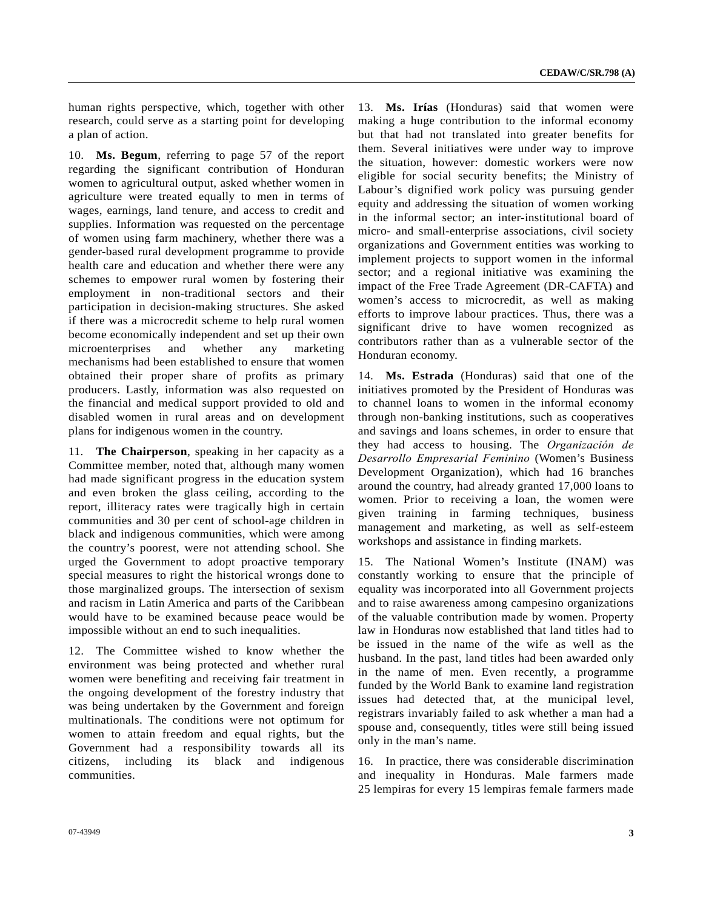human rights perspective, which, together with other research, could serve as a starting point for developing a plan of action.

10. **Ms. Begum**, referring to page 57 of the report regarding the significant contribution of Honduran women to agricultural output, asked whether women in agriculture were treated equally to men in terms of wages, earnings, land tenure, and access to credit and supplies. Information was requested on the percentage of women using farm machinery, whether there was a gender-based rural development programme to provide health care and education and whether there were any schemes to empower rural women by fostering their employment in non-traditional sectors and their participation in decision-making structures. She asked if there was a microcredit scheme to help rural women become economically independent and set up their own microenterprises and whether any marketing mechanisms had been established to ensure that women obtained their proper share of profits as primary producers. Lastly, information was also requested on the financial and medical support provided to old and disabled women in rural areas and on development plans for indigenous women in the country.

11. **The Chairperson**, speaking in her capacity as a Committee member, noted that, although many women had made significant progress in the education system and even broken the glass ceiling, according to the report, illiteracy rates were tragically high in certain communities and 30 per cent of school-age children in black and indigenous communities, which were among the country's poorest, were not attending school. She urged the Government to adopt proactive temporary special measures to right the historical wrongs done to those marginalized groups. The intersection of sexism and racism in Latin America and parts of the Caribbean would have to be examined because peace would be impossible without an end to such inequalities.

12. The Committee wished to know whether the environment was being protected and whether rural women were benefiting and receiving fair treatment in the ongoing development of the forestry industry that was being undertaken by the Government and foreign multinationals. The conditions were not optimum for women to attain freedom and equal rights, but the Government had a responsibility towards all its citizens, including its black and indigenous communities.

13. **Ms. Irías** (Honduras) said that women were making a huge contribution to the informal economy but that had not translated into greater benefits for them. Several initiatives were under way to improve the situation, however: domestic workers were now eligible for social security benefits; the Ministry of Labour's dignified work policy was pursuing gender equity and addressing the situation of women working in the informal sector; an inter-institutional board of micro- and small-enterprise associations, civil society organizations and Government entities was working to implement projects to support women in the informal sector; and a regional initiative was examining the impact of the Free Trade Agreement (DR-CAFTA) and women's access to microcredit, as well as making efforts to improve labour practices. Thus, there was a significant drive to have women recognized as contributors rather than as a vulnerable sector of the Honduran economy.

14. **Ms. Estrada** (Honduras) said that one of the initiatives promoted by the President of Honduras was to channel loans to women in the informal economy through non-banking institutions, such as cooperatives and savings and loans schemes, in order to ensure that they had access to housing. The *Organización de Desarrollo Empresarial Feminino* (Women's Business Development Organization), which had 16 branches around the country, had already granted 17,000 loans to women. Prior to receiving a loan, the women were given training in farming techniques, business management and marketing, as well as self-esteem workshops and assistance in finding markets.

15. The National Women's Institute (INAM) was constantly working to ensure that the principle of equality was incorporated into all Government projects and to raise awareness among campesino organizations of the valuable contribution made by women. Property law in Honduras now established that land titles had to be issued in the name of the wife as well as the husband. In the past, land titles had been awarded only in the name of men. Even recently, a programme funded by the World Bank to examine land registration issues had detected that, at the municipal level, registrars invariably failed to ask whether a man had a spouse and, consequently, titles were still being issued only in the man's name.

16. In practice, there was considerable discrimination and inequality in Honduras. Male farmers made 25 lempiras for every 15 lempiras female farmers made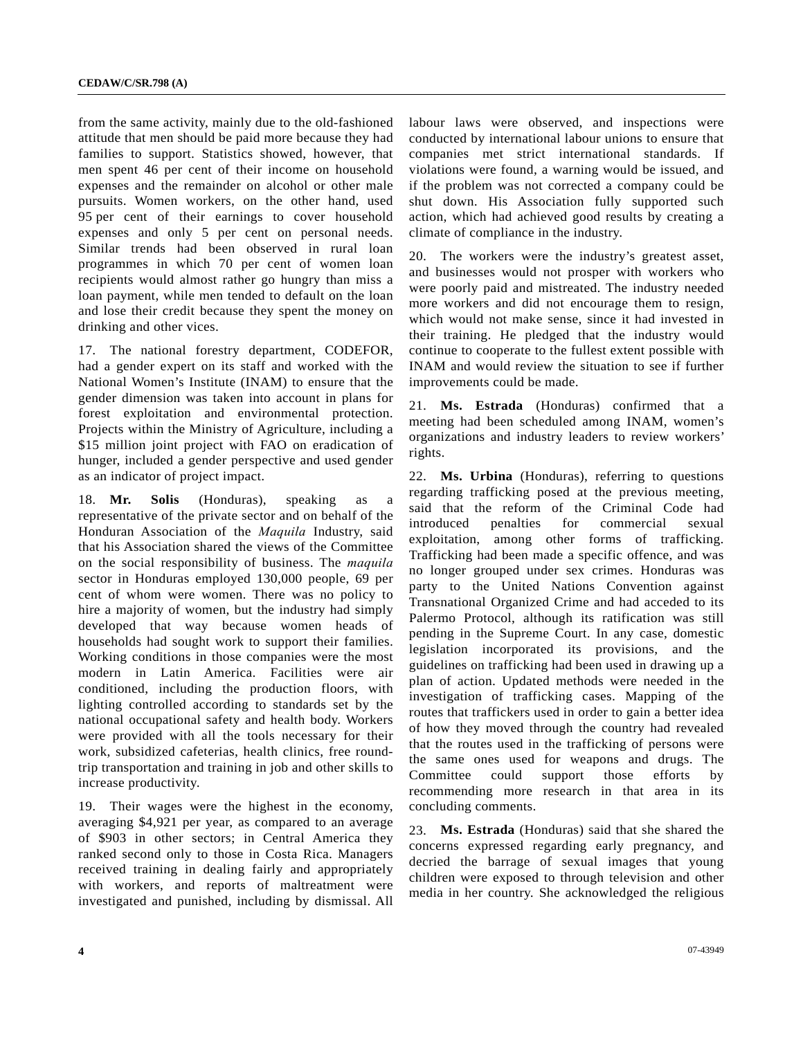from the same activity, mainly due to the old-fashioned attitude that men should be paid more because they had families to support. Statistics showed, however, that men spent 46 per cent of their income on household expenses and the remainder on alcohol or other male pursuits. Women workers, on the other hand, used 95 per cent of their earnings to cover household expenses and only 5 per cent on personal needs. Similar trends had been observed in rural loan programmes in which 70 per cent of women loan recipients would almost rather go hungry than miss a loan payment, while men tended to default on the loan and lose their credit because they spent the money on drinking and other vices.

17. The national forestry department, CODEFOR, had a gender expert on its staff and worked with the National Women's Institute (INAM) to ensure that the gender dimension was taken into account in plans for forest exploitation and environmental protection. Projects within the Ministry of Agriculture, including a $15 million joint project with FAO on eradication of hunger, included a gender perspective and used gender as an indicator of project impact.

18. **Mr. Solis** (Honduras), speaking as a representative of the private sector and on behalf of the Honduran Association of the *Maquila* Industry, said that his Association shared the views of the Committee on the social responsibility of business. The *maquila* sector in Honduras employed 130,000 people, 69 per cent of whom were women. There was no policy to hire a majority of women, but the industry had simply developed that way because women heads of households had sought work to support their families. Working conditions in those companies were the most modern in Latin America. Facilities were air conditioned, including the production floors, with lighting controlled according to standards set by the national occupational safety and health body. Workers were provided with all the tools necessary for their work, subsidized cafeterias, health clinics, free round-trip transportation and training in job and other skills to increase productivity.

19. Their wages were the highest in the economy, averaging $4,921 per year, as compared to an average of $903 in other sectors; in Central America they ranked second only to those in Costa Rica. Managers received training in dealing fairly and appropriately with workers, and reports of maltreatment were investigated and punished, including by dismissal. All labour laws were observed, and inspections were conducted by international labour unions to ensure that companies met strict international standards. If violations were found, a warning would be issued, and if the problem was not corrected a company could be shut down. His Association fully supported such action, which had achieved good results by creating a climate of compliance in the industry.

20. The workers were the industry's greatest asset, and businesses would not prosper with workers who were poorly paid and mistreated. The industry needed more workers and did not encourage them to resign, which would not make sense, since it had invested in their training. He pledged that the industry would continue to cooperate to the fullest extent possible with INAM and would review the situation to see if further improvements could be made.

21. **Ms. Estrada** (Honduras) confirmed that a meeting had been scheduled among INAM, women's organizations and industry leaders to review workers' rights.

22. **Ms. Urbina** (Honduras), referring to questions regarding trafficking posed at the previous meeting, said that the reform of the Criminal Code had introduced penalties for commercial sexual exploitation, among other forms of trafficking. Trafficking had been made a specific offence, and was no longer grouped under sex crimes. Honduras was party to the United Nations Convention against Transnational Organized Crime and had acceded to its Palermo Protocol, although its ratification was still pending in the Supreme Court. In any case, domestic legislation incorporated its provisions, and the guidelines on trafficking had been used in drawing up a plan of action. Updated methods were needed in the investigation of trafficking cases. Mapping of the routes that traffickers used in order to gain a better idea of how they moved through the country had revealed that the routes used in the trafficking of persons were the same ones used for weapons and drugs. The Committee could support those efforts by recommending more research in that area in its concluding comments.

23. **Ms. Estrada** (Honduras) said that she shared the concerns expressed regarding early pregnancy, and decried the barrage of sexual images that young children were exposed to through television and other media in her country. She acknowledged the religious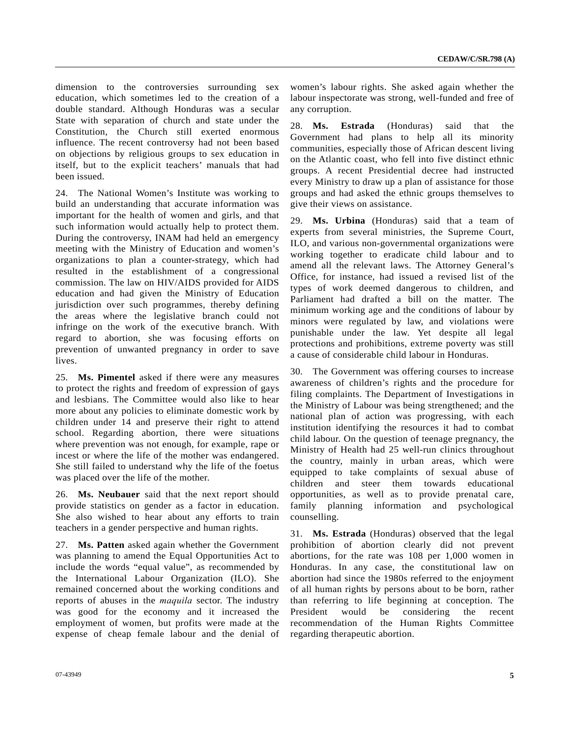dimension to the controversies surrounding sex education, which sometimes led to the creation of a double standard. Although Honduras was a secular State with separation of church and state under the Constitution, the Church still exerted enormous influence. The recent controversy had not been based on objections by religious groups to sex education in itself, but to the explicit teachers' manuals that had been issued.

24. The National Women's Institute was working to build an understanding that accurate information was important for the health of women and girls, and that such information would actually help to protect them. During the controversy, INAM had held an emergency meeting with the Ministry of Education and women's organizations to plan a counter-strategy, which had resulted in the establishment of a congressional commission. The law on HIV/AIDS provided for AIDS education and had given the Ministry of Education jurisdiction over such programmes, thereby defining the areas where the legislative branch could not infringe on the work of the executive branch. With regard to abortion, she was focusing efforts on prevention of unwanted pregnancy in order to save lives.

25. **Ms. Pimentel** asked if there were any measures to protect the rights and freedom of expression of gays and lesbians. The Committee would also like to hear more about any policies to eliminate domestic work by children under 14 and preserve their right to attend school. Regarding abortion, there were situations where prevention was not enough, for example, rape or incest or where the life of the mother was endangered. She still failed to understand why the life of the foetus was placed over the life of the mother.

26. **Ms. Neubauer** said that the next report should provide statistics on gender as a factor in education. She also wished to hear about any efforts to train teachers in a gender perspective and human rights.

27. **Ms. Patten** asked again whether the Government was planning to amend the Equal Opportunities Act to include the words "equal value", as recommended by the International Labour Organization (ILO). She remained concerned about the working conditions and reports of abuses in the *maquila* sector. The industry was good for the economy and it increased the employment of women, but profits were made at the expense of cheap female labour and the denial of women's labour rights. She asked again whether the labour inspectorate was strong, well-funded and free of any corruption.

28. **Ms. Estrada** (Honduras) said that the Government had plans to help all its minority communities, especially those of African descent living on the Atlantic coast, who fell into five distinct ethnic groups. A recent Presidential decree had instructed every Ministry to draw up a plan of assistance for those groups and had asked the ethnic groups themselves to give their views on assistance.

29. **Ms. Urbina** (Honduras) said that a team of experts from several ministries, the Supreme Court, ILO, and various non-governmental organizations were working together to eradicate child labour and to amend all the relevant laws. The Attorney General's Office, for instance, had issued a revised list of the types of work deemed dangerous to children, and Parliament had drafted a bill on the matter. The minimum working age and the conditions of labour by minors were regulated by law, and violations were punishable under the law. Yet despite all legal protections and prohibitions, extreme poverty was still a cause of considerable child labour in Honduras.

30. The Government was offering courses to increase awareness of children's rights and the procedure for filing complaints. The Department of Investigations in the Ministry of Labour was being strengthened; and the national plan of action was progressing, with each institution identifying the resources it had to combat child labour. On the question of teenage pregnancy, the Ministry of Health had 25 well-run clinics throughout the country, mainly in urban areas, which were equipped to take complaints of sexual abuse of children and steer them towards educational opportunities, as well as to provide prenatal care, family planning information and psychological counselling.

31. **Ms. Estrada** (Honduras) observed that the legal prohibition of abortion clearly did not prevent abortions, for the rate was 108 per 1,000 women in Honduras. In any case, the constitutional law on abortion had since the 1980s referred to the enjoyment of all human rights by persons about to be born, rather than referring to life beginning at conception. The President would be considering the recent recommendation of the Human Rights Committee regarding therapeutic abortion.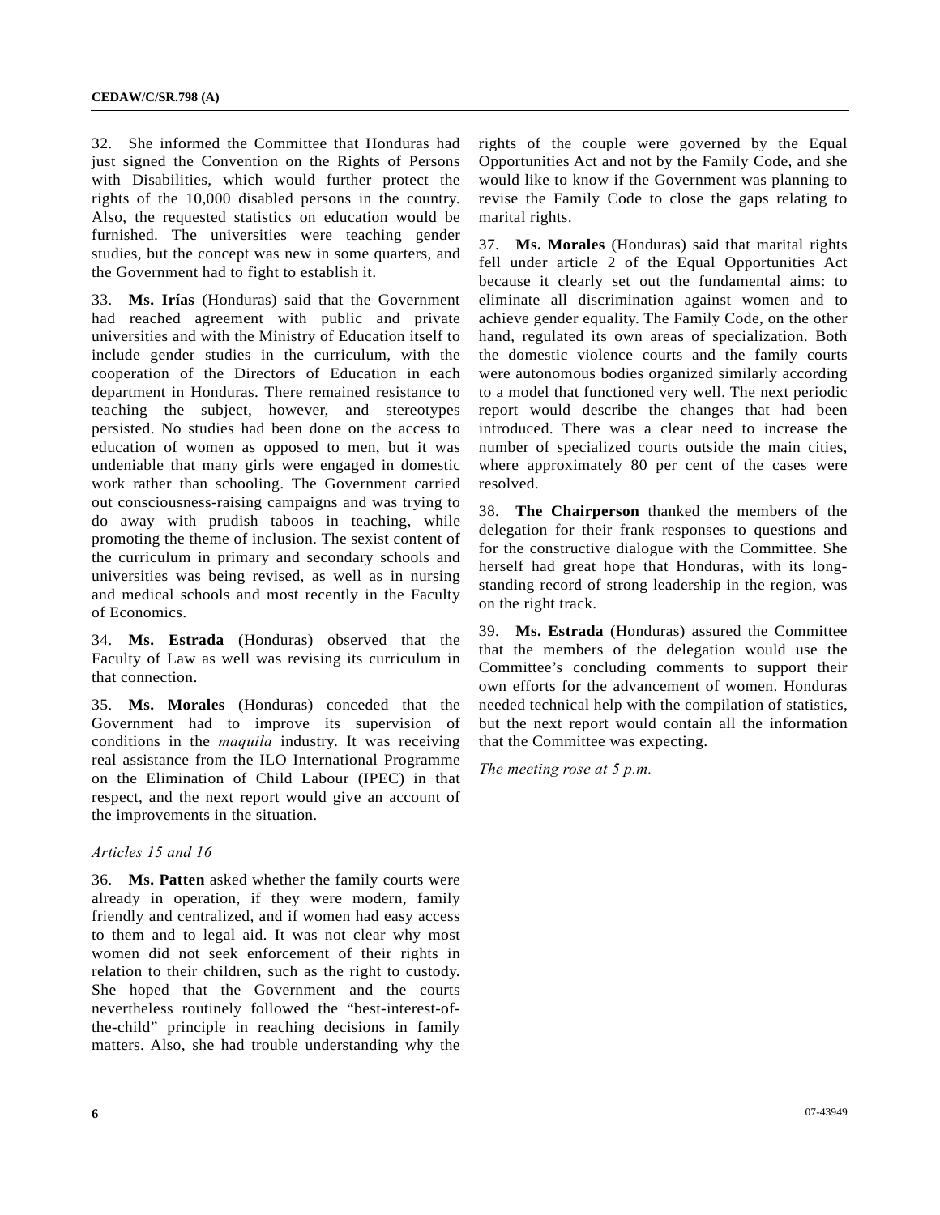32. She informed the Committee that Honduras had just signed the Convention on the Rights of Persons with Disabilities, which would further protect the rights of the 10,000 disabled persons in the country. Also, the requested statistics on education would be furnished. The universities were teaching gender studies, but the concept was new in some quarters, and the Government had to fight to establish it.

33. **Ms. Irías** (Honduras) said that the Government had reached agreement with public and private universities and with the Ministry of Education itself to include gender studies in the curriculum, with the cooperation of the Directors of Education in each department in Honduras. There remained resistance to teaching the subject, however, and stereotypes persisted. No studies had been done on the access to education of women as opposed to men, but it was undeniable that many girls were engaged in domestic work rather than schooling. The Government carried out consciousness-raising campaigns and was trying to do away with prudish taboos in teaching, while promoting the theme of inclusion. The sexist content of the curriculum in primary and secondary schools and universities was being revised, as well as in nursing and medical schools and most recently in the Faculty of Economics.

34. **Ms. Estrada** (Honduras) observed that the Faculty of Law as well was revising its curriculum in that connection.

35. **Ms. Morales** (Honduras) conceded that the Government had to improve its supervision of conditions in the *maquila* industry. It was receiving real assistance from the ILO International Programme on the Elimination of Child Labour (IPEC) in that respect, and the next report would give an account of the improvements in the situation.

*Articles 15 and 16*

36. **Ms. Patten** asked whether the family courts were already in operation, if they were modern, family friendly and centralized, and if women had easy access to them and to legal aid. It was not clear why most women did not seek enforcement of their rights in relation to their children, such as the right to custody. She hoped that the Government and the courts nevertheless routinely followed the "best-interest-of-the-child" principle in reaching decisions in family matters. Also, she had trouble understanding why the rights of the couple were governed by the Equal Opportunities Act and not by the Family Code, and she would like to know if the Government was planning to revise the Family Code to close the gaps relating to marital rights.

37. **Ms. Morales** (Honduras) said that marital rights fell under article 2 of the Equal Opportunities Act because it clearly set out the fundamental aims: to eliminate all discrimination against women and to achieve gender equality. The Family Code, on the other hand, regulated its own areas of specialization. Both the domestic violence courts and the family courts were autonomous bodies organized similarly according to a model that functioned very well. The next periodic report would describe the changes that had been introduced. There was a clear need to increase the number of specialized courts outside the main cities, where approximately 80 per cent of the cases were resolved.

38. **The Chairperson** thanked the members of the delegation for their frank responses to questions and for the constructive dialogue with the Committee. She herself had great hope that Honduras, with its long-standing record of strong leadership in the region, was on the right track.

39. **Ms. Estrada** (Honduras) assured the Committee that the members of the delegation would use the Committee's concluding comments to support their own efforts for the advancement of women. Honduras needed technical help with the compilation of statistics, but the next report would contain all the information that the Committee was expecting.

*The meeting rose at 5 p.m.*